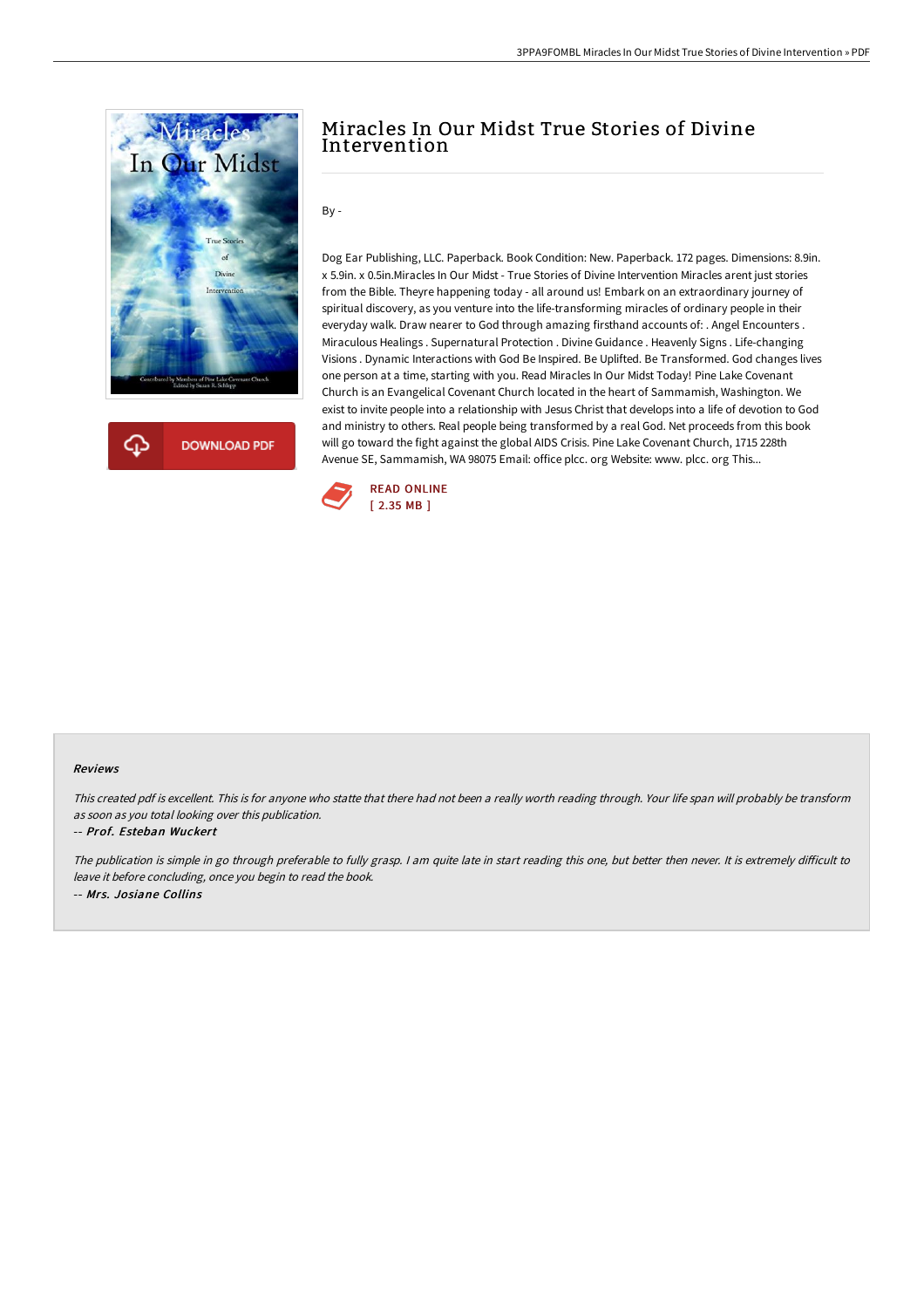# Miracles In Our Midst True Stories of Divine Intervention

By -

Dog Ear Publishing, LLC. Paperback. Book Condition: New. Paperback. 172 pages. Dimensions: 8.9in. x 5.9in. x 0.5in.Miracles In Our Midst - True Stories of Divine Intervention Miracles arent just stories from the Bible. Theyre happening today - all around us! Embark on an extraordinary journey of spiritual discovery, as you venture into the life-transforming miracles of ordinary people in their everyday walk. Draw nearer to God through amazing firsthand accounts of: . Angel Encounters . Miraculous Healings . Supernatural Protection . Divine Guidance . Heavenly Signs . Life-changing Visions . Dynamic Interactions with God Be Inspired. Be Uplifted. Be Transformed. God changes lives one person at a time, starting with you. Read Miracles In Our Midst Today! Pine Lake Covenant Church is an Evangelical Covenant Church located in the heart of Sammamish, Washington. We exist to invite people into a relationship with Jesus Christ that develops into a life of devotion to God and ministry to others. Real people being transformed by a real God. Net proceeds from this book will go toward the fight against the global AIDS Crisis. Pine Lake Covenant Church, 1715 228th Avenue SE, Sammamish, WA 98075 Email: office plcc. org Website: www. plcc. org This...

READ ONLINE
[ 2.35 MB ]

#### Reviews

*This created pdf is excellent. This is for anyone who statte that there had not been a really worth reading through. Your life span will probably be transform as soon as you total looking over this publication.*

-- *Prof. Esteban Wuckert*

*The publication is simple in go through preferable to fully grasp. I am quite late in start reading this one, but better then never. It is extremely difficult to leave it before concluding, once you begin to read the book.*

-- *Mrs. Josiane Collins*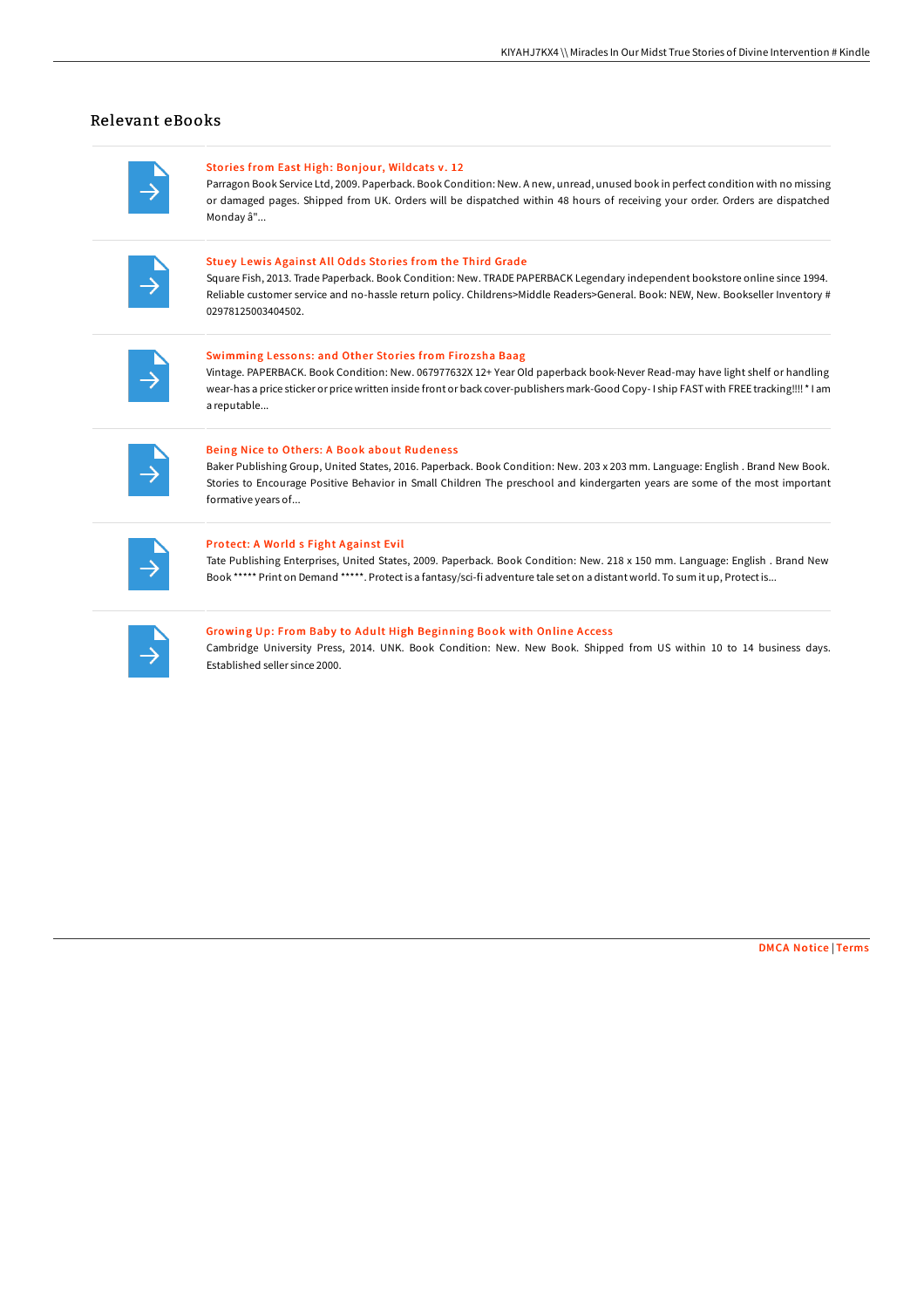## Relevant eBooks

### Stories from East High: Bonjour, Wildcats v. 12

Parragon Book Service Ltd, 2009. Paperback. Book Condition: New. A new, unread, unused book in perfect condition with no missing or damaged pages. Shipped from UK. Orders will be dispatched within 48 hours of receiving your order. Orders are dispatched Monday â"...

### Stuey Lewis Against All Odds Stories from the Third Grade

Square Fish, 2013. Trade Paperback. Book Condition: New. TRADE PAPERBACK Legendary independent bookstore online since 1994. Reliable customer service and no-hassle return policy. Childrens>Middle Readers>General. Book: NEW, New. Bookseller Inventory # 02978125003404502.

### Swimming Lessons: and Other Stories from Firozsha Baag

Vintage. PAPERBACK. Book Condition: New. 067977632X 12+ Year Old paperback book-Never Read-may have light shelf or handling wear-has a price sticker or price written inside front or back cover-publishers mark-Good Copy- I ship FAST with FREE tracking!!!! * I am a reputable...

### Being Nice to Others: A Book about Rudeness

Baker Publishing Group, United States, 2016. Paperback. Book Condition: New. 203 x 203 mm. Language: English . Brand New Book. Stories to Encourage Positive Behavior in Small Children The preschool and kindergarten years are some of the most important formative years of...

### Protect: A World s Fight Against Evil

Tate Publishing Enterprises, United States, 2009. Paperback. Book Condition: New. 218 x 150 mm. Language: English . Brand New Book ***** Print on Demand *****. Protect is a fantasy/sci-fi adventure tale set on a distant world. To sum it up, Protect is...

### Growing Up: From Baby to Adult High Beginning Book with Online Access

Cambridge University Press, 2014. UNK. Book Condition: New. New Book. Shipped from US within 10 to 14 business days. Established seller since 2000.